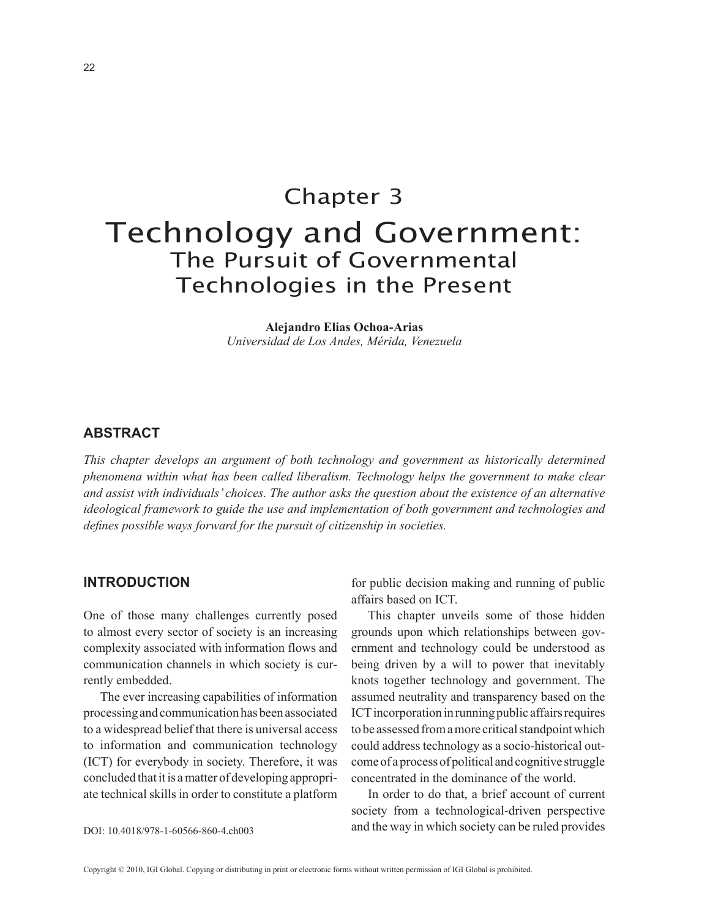# Chapter 3

# Technology and Government:

## The Pursuit of Governmental Technologies in the Present

**Alejandro Elias Ochoa-Arias**
*Universidad de Los Andes, Mérida, Venezuela*

## ABSTRACT

*This chapter develops an argument of both technology and government as historically determined phenomena within what has been called liberalism. Technology helps the government to make clear and assist with individuals' choices. The author asks the question about the existence of an alternative ideological framework to guide the use and implementation of both government and technologies and defines possible ways forward for the pursuit of citizenship in societies.*

## INTRODUCTION

One of those many challenges currently posed to almost every sector of society is an increasing complexity associated with information flows and communication channels in which society is currently embedded.

The ever increasing capabilities of information processing and communication has been associated to a widespread belief that there is universal access to information and communication technology (ICT) for everybody in society. Therefore, it was concluded that it is a matter of developing appropriate technical skills in order to constitute a platform for public decision making and running of public affairs based on ICT.

This chapter unveils some of those hidden grounds upon which relationships between government and technology could be understood as being driven by a will to power that inevitably knots together technology and government. The assumed neutrality and transparency based on the ICT incorporation in running public affairs requires to be assessed from a more critical standpoint which could address technology as a socio-historical outcome of a process of political and cognitive struggle concentrated in the dominance of the world.

In order to do that, a brief account of current society from a technological-driven perspective and the way in which society can be ruled provides

DOI: 10.4018/978-1-60566-860-4.ch003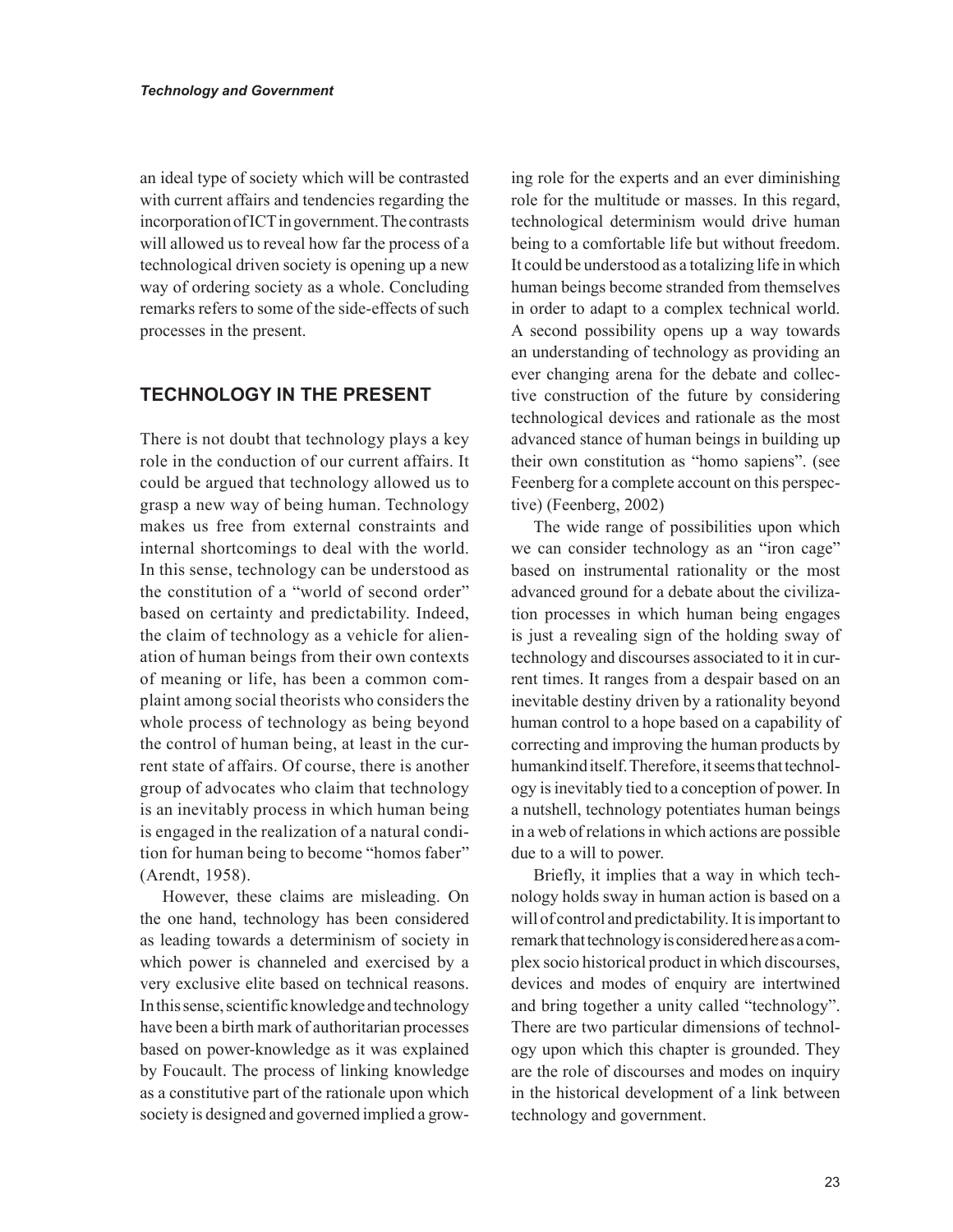an ideal type of society which will be contrasted with current affairs and tendencies regarding the incorporation of ICT in government. The contrasts will allowed us to reveal how far the process of a technological driven society is opening up a new way of ordering society as a whole. Concluding remarks refers to some of the side-effects of such processes in the present.

## TECHNOLOGY IN THE PRESENT

There is not doubt that technology plays a key role in the conduction of our current affairs. It could be argued that technology allowed us to grasp a new way of being human. Technology makes us free from external constraints and internal shortcomings to deal with the world. In this sense, technology can be understood as the constitution of a "world of second order" based on certainty and predictability. Indeed, the claim of technology as a vehicle for alienation of human beings from their own contexts of meaning or life, has been a common complaint among social theorists who considers the whole process of technology as being beyond the control of human being, at least in the current state of affairs. Of course, there is another group of advocates who claim that technology is an inevitably process in which human being is engaged in the realization of a natural condition for human being to become "homos faber" (Arendt, 1958).

However, these claims are misleading. On the one hand, technology has been considered as leading towards a determinism of society in which power is channeled and exercised by a very exclusive elite based on technical reasons. In this sense, scientific knowledge and technology have been a birth mark of authoritarian processes based on power-knowledge as it was explained by Foucault. The process of linking knowledge as a constitutive part of the rationale upon which society is designed and governed implied a growing role for the experts and an ever diminishing role for the multitude or masses. In this regard, technological determinism would drive human being to a comfortable life but without freedom. It could be understood as a totalizing life in which human beings become stranded from themselves in order to adapt to a complex technical world. A second possibility opens up a way towards an understanding of technology as providing an ever changing arena for the debate and collective construction of the future by considering technological devices and rationale as the most advanced stance of human beings in building up their own constitution as "homo sapiens". (see Feenberg for a complete account on this perspective) (Feenberg, 2002)

The wide range of possibilities upon which we can consider technology as an "iron cage" based on instrumental rationality or the most advanced ground for a debate about the civilization processes in which human being engages is just a revealing sign of the holding sway of technology and discourses associated to it in current times. It ranges from a despair based on an inevitable destiny driven by a rationality beyond human control to a hope based on a capability of correcting and improving the human products by humankind itself. Therefore, it seems that technology is inevitably tied to a conception of power. In a nutshell, technology potentiates human beings in a web of relations in which actions are possible due to a will to power.

Briefly, it implies that a way in which technology holds sway in human action is based on a will of control and predictability. It is important to remark that technology is considered here as a complex socio historical product in which discourses, devices and modes of enquiry are intertwined and bring together a unity called "technology". There are two particular dimensions of technology upon which this chapter is grounded. They are the role of discourses and modes on inquiry in the historical development of a link between technology and government.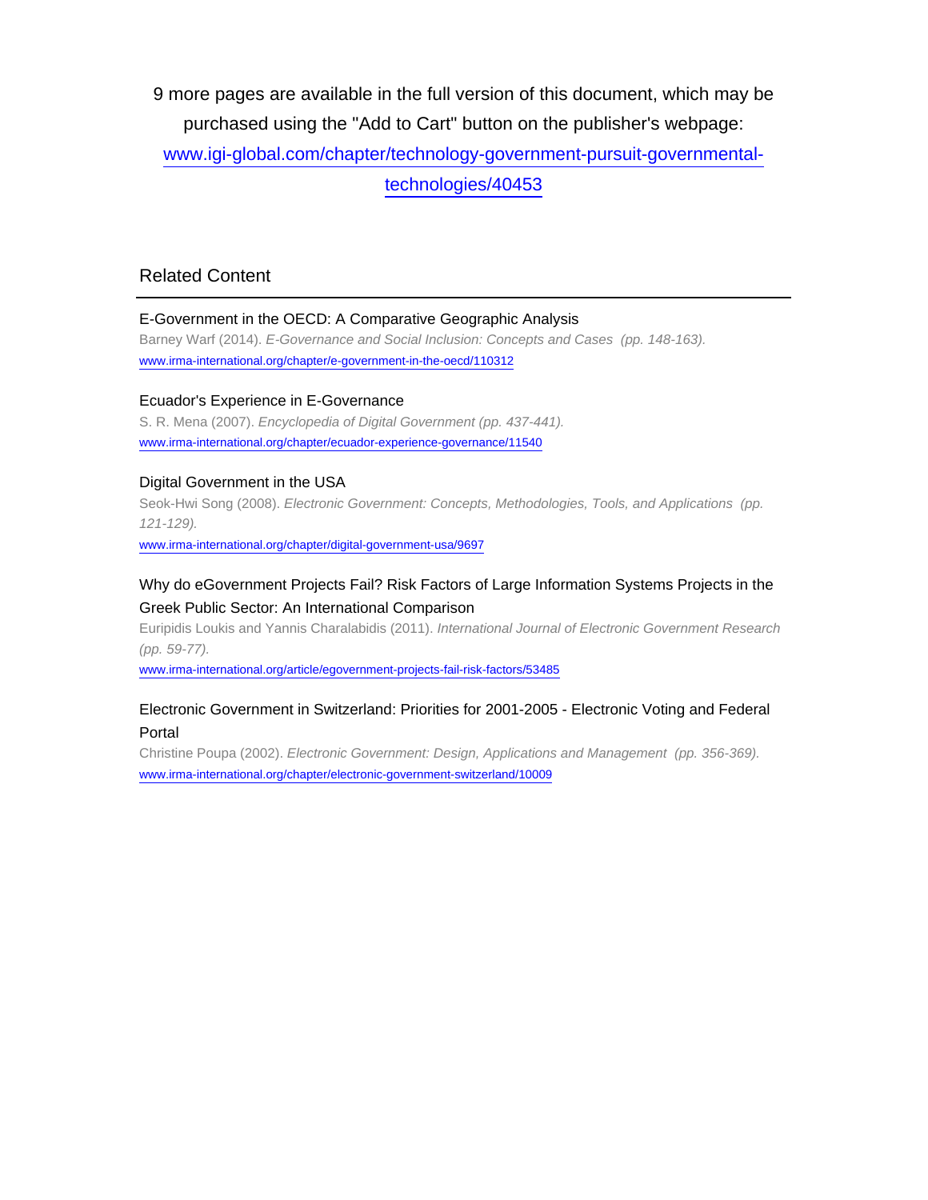9 more pages are available in the full version of this document, which may be purchased using the "Add to Cart" button on the publisher's webpage: [www.igi-global.com/chapter/technology-government-pursuit-governmental-technologies/40453](www.igi-global.com/chapter/technology-government-pursuit-governmental-technologies/40453)

## Related Content

**E-Government in the OECD: A Comparative Geographic Analysis**
Barney Warf (2014). *E-Governance and Social Inclusion: Concepts and Cases (pp. 148-163).*
[www.irma-international.org/chapter/e-government-in-the-oecd/110312](www.irma-international.org/chapter/e-government-in-the-oecd/110312)

**Ecuador's Experience in E-Governance**
S. R. Mena (2007). *Encyclopedia of Digital Government (pp. 437-441).*
[www.irma-international.org/chapter/ecuador-experience-governance/11540](www.irma-international.org/chapter/ecuador-experience-governance/11540)

**Digital Government in the USA**
Seok-Hwi Song (2008). *Electronic Government: Concepts, Methodologies, Tools, and Applications (pp. 121-129).*
[www.irma-international.org/chapter/digital-government-usa/9697](www.irma-international.org/chapter/digital-government-usa/9697)

**Why do eGovernment Projects Fail? Risk Factors of Large Information Systems Projects in the Greek Public Sector: An International Comparison**
Euripidis Loukis and Yannis Charalabidis (2011). *International Journal of Electronic Government Research (pp. 59-77).*
[www.irma-international.org/article/egovernment-projects-fail-risk-factors/53485](www.irma-international.org/article/egovernment-projects-fail-risk-factors/53485)

**Electronic Government in Switzerland: Priorities for 2001-2005 - Electronic Voting and Federal Portal**
Christine Poupa (2002). *Electronic Government: Design, Applications and Management (pp. 356-369).*
[www.irma-international.org/chapter/electronic-government-switzerland/10009](www.irma-international.org/chapter/electronic-government-switzerland/10009)